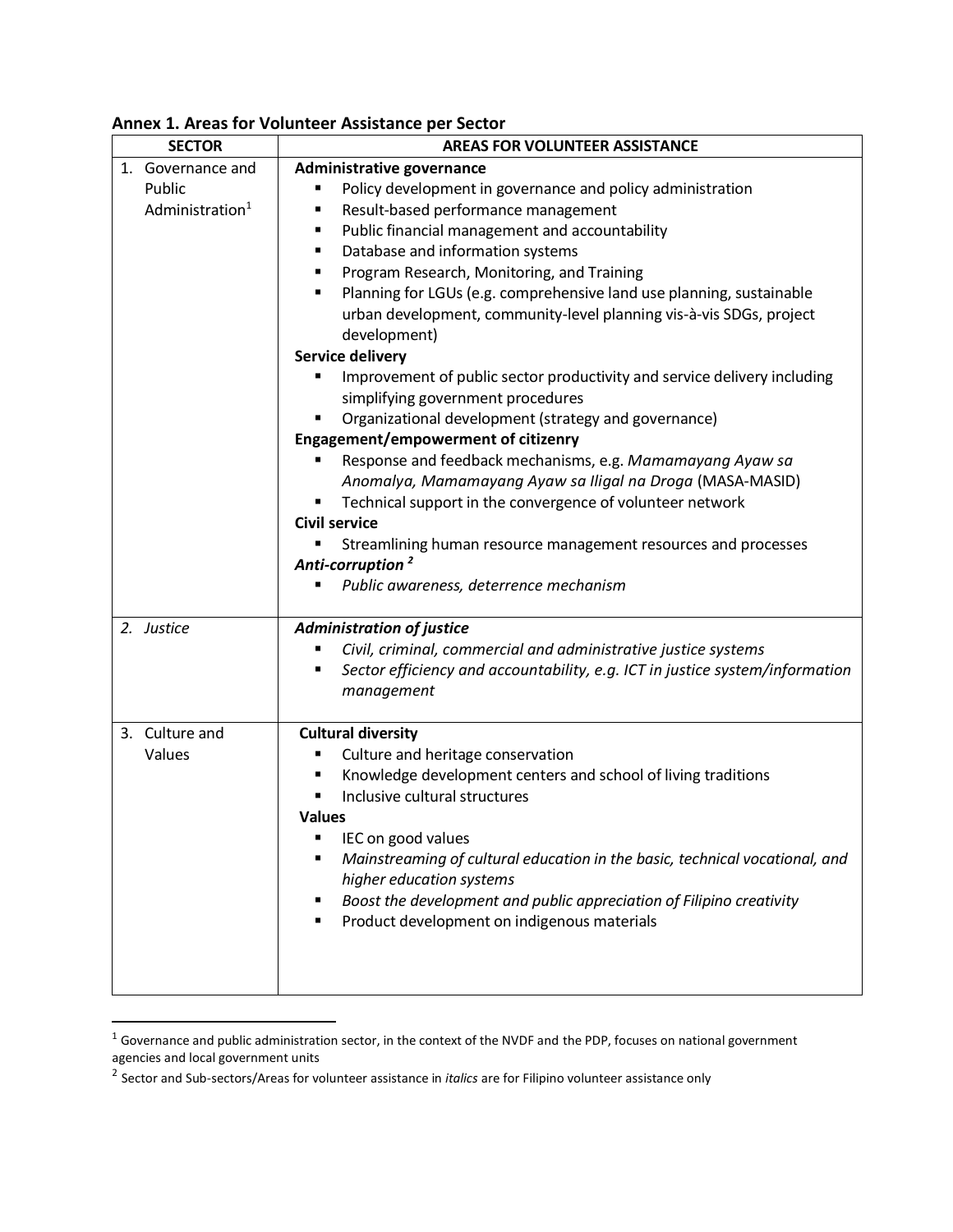**Annex 1. Areas for Volunteer Assistance per Sector**

| SECTOR | AREAS FOR VOLUNTEER ASSISTANCE |
|---|---|
| 1. Governance and Public Administration[1] | **Administrative governance**<br>▪ Policy development in governance and policy administration<br>▪ Result-based performance management<br>▪ Public financial management and accountability<br>▪ Database and information systems<br>▪ Program Research, Monitoring, and Training<br>▪ Planning for LGUs (e.g. comprehensive land use planning, sustainable urban development, community-level planning vis-à-vis SDGs, project development)<br>**Service delivery**<br>▪ Improvement of public sector productivity and service delivery including simplifying government procedures<br>▪ Organizational development (strategy and governance)<br>**Engagement/empowerment of citizenry**<br>▪ Response and feedback mechanisms, e.g. *Mamamayang Ayaw sa Anomalya, Mamamayang Ayaw sa Iligal na Droga* (MASA-MASID)<br>▪ Technical support in the convergence of volunteer network<br>**Civil service**<br>▪ Streamlining human resource management resources and processes<br>***Anti-corruption*** [2]<br>▪ *Public awareness, deterrence mechanism* |
| *2. Justice* | ***Administration of justice***<br>▪ *Civil, criminal, commercial and administrative justice systems*<br>▪ *Sector efficiency and accountability, e.g. ICT in justice system/information management* |
| 3. Culture and Values | **Cultural diversity**<br>▪ Culture and heritage conservation<br>▪ Knowledge development centers and school of living traditions<br>▪ Inclusive cultural structures<br>**Values**<br>▪ IEC on good values<br>▪ *Mainstreaming of cultural education in the basic, technical vocational, and higher education systems*<br>▪ *Boost the development and public appreciation of Filipino creativity*<br>▪ Product development on indigenous materials |

[1] Governance and public administration sector, in the context of the NVDF and the PDP, focuses on national government agencies and local government units

[2] Sector and Sub-sectors/Areas for volunteer assistance in *italics* are for Filipino volunteer assistance only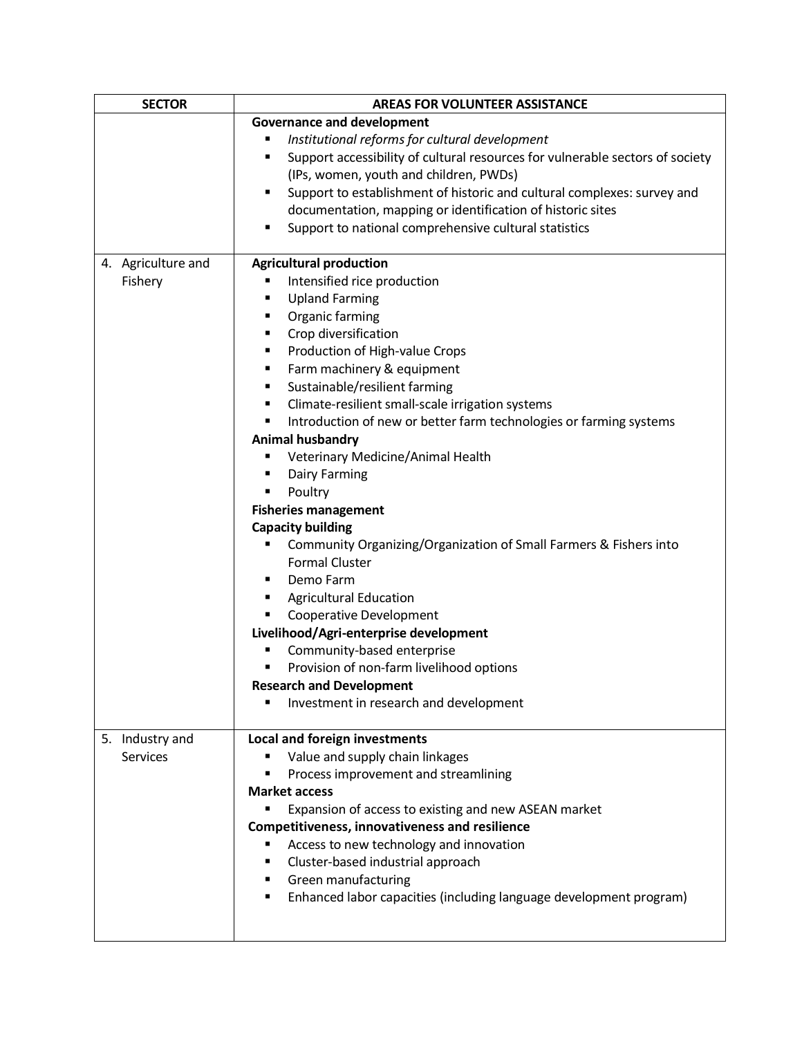| SECTOR | AREAS FOR VOLUNTEER ASSISTANCE |
|---|---|
| | **Governance and development**<br>▪ *Institutional reforms for cultural development*<br>▪ Support accessibility of cultural resources for vulnerable sectors of society (IPs, women, youth and children, PWDs)<br>▪ Support to establishment of historic and cultural complexes: survey and documentation, mapping or identification of historic sites<br>▪ Support to national comprehensive cultural statistics |
| 4. Agriculture and Fishery | **Agricultural production**<br>▪ Intensified rice production<br>▪ Upland Farming<br>▪ Organic farming<br>▪ Crop diversification<br>▪ Production of High-value Crops<br>▪ Farm machinery & equipment<br>▪ Sustainable/resilient farming<br>▪ Climate-resilient small-scale irrigation systems<br>▪ Introduction of new or better farm technologies or farming systems<br>**Animal husbandry**<br>▪ Veterinary Medicine/Animal Health<br>▪ Dairy Farming<br>▪ Poultry<br>**Fisheries management**<br>**Capacity building**<br>▪ Community Organizing/Organization of Small Farmers & Fishers into Formal Cluster<br>▪ Demo Farm<br>▪ Agricultural Education<br>▪ Cooperative Development<br>**Livelihood/Agri-enterprise development**<br>▪ Community-based enterprise<br>▪ Provision of non-farm livelihood options<br>**Research and Development**<br>▪ Investment in research and development |
| 5. Industry and Services | **Local and foreign investments**<br>▪ Value and supply chain linkages<br>▪ Process improvement and streamlining<br>**Market access**<br>▪ Expansion of access to existing and new ASEAN market<br>**Competitiveness, innovativeness and resilience**<br>▪ Access to new technology and innovation<br>▪ Cluster-based industrial approach<br>▪ Green manufacturing<br>▪ Enhanced labor capacities (including language development program) |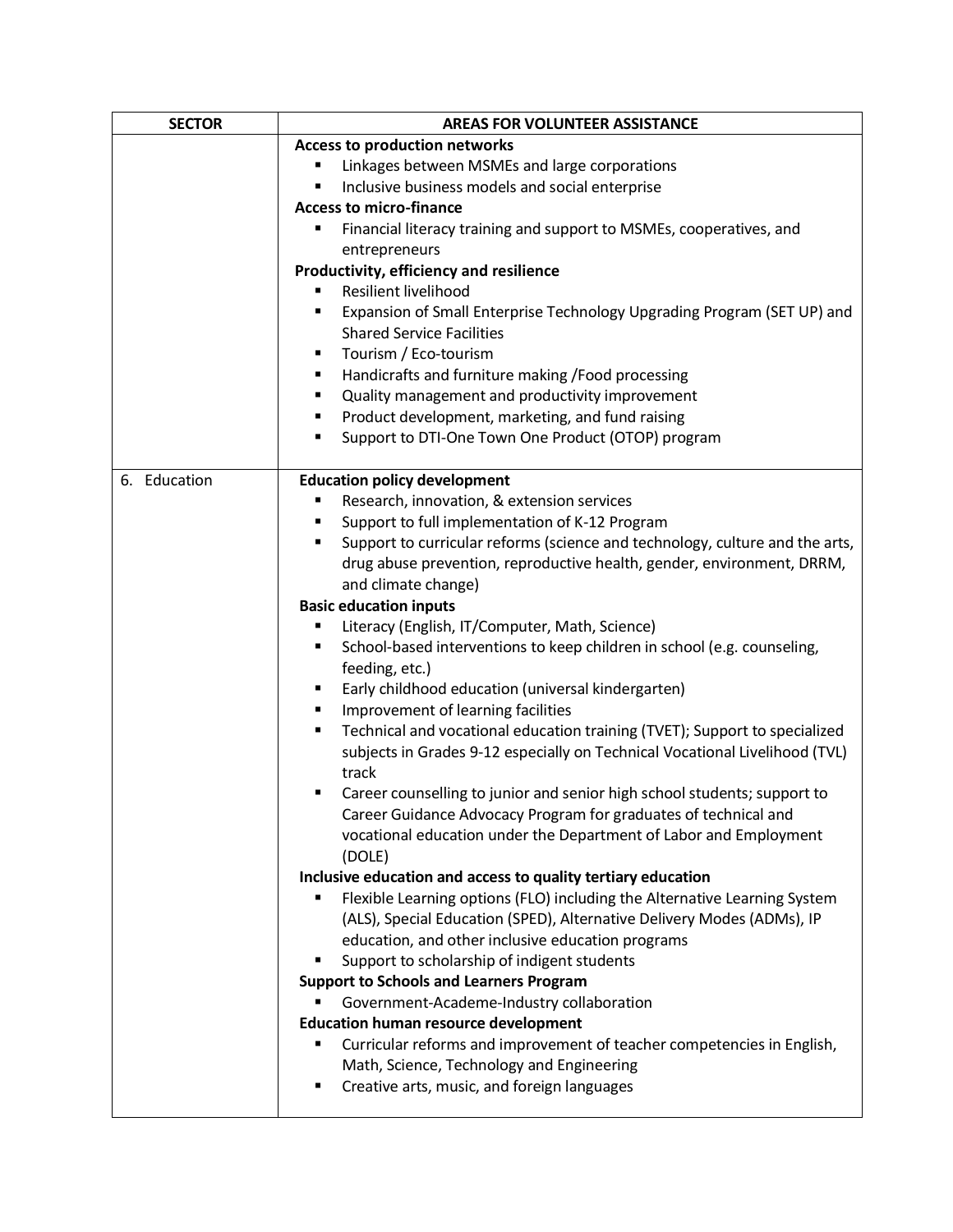| SECTOR | AREAS FOR VOLUNTEER ASSISTANCE |
| --- | --- |
| | **Access to production networks**<br>▪ Linkages between MSMEs and large corporations<br>▪ Inclusive business models and social enterprise<br>**Access to micro-finance**<br>▪ Financial literacy training and support to MSMEs, cooperatives, and entrepreneurs<br>**Productivity, efficiency and resilience**<br>▪ Resilient livelihood<br>▪ Expansion of Small Enterprise Technology Upgrading Program (SET UP) and Shared Service Facilities<br>▪ Tourism / Eco-tourism<br>▪ Handicrafts and furniture making /Food processing<br>▪ Quality management and productivity improvement<br>▪ Product development, marketing, and fund raising<br>▪ Support to DTI-One Town One Product (OTOP) program |
| 6. Education | **Education policy development**<br>▪ Research, innovation, & extension services<br>▪ Support to full implementation of K-12 Program<br>▪ Support to curricular reforms (science and technology, culture and the arts, drug abuse prevention, reproductive health, gender, environment, DRRM, and climate change)<br>**Basic education inputs**<br>▪ Literacy (English, IT/Computer, Math, Science)<br>▪ School-based interventions to keep children in school (e.g. counseling, feeding, etc.)<br>▪ Early childhood education (universal kindergarten)<br>▪ Improvement of learning facilities<br>▪ Technical and vocational education training (TVET); Support to specialized subjects in Grades 9-12 especially on Technical Vocational Livelihood (TVL) track<br>▪ Career counselling to junior and senior high school students; support to Career Guidance Advocacy Program for graduates of technical and vocational education under the Department of Labor and Employment (DOLE)<br>**Inclusive education and access to quality tertiary education**<br>▪ Flexible Learning options (FLO) including the Alternative Learning System (ALS), Special Education (SPED), Alternative Delivery Modes (ADMs), IP education, and other inclusive education programs<br>▪ Support to scholarship of indigent students<br>**Support to Schools and Learners Program**<br>▪ Government-Academe-Industry collaboration<br>**Education human resource development**<br>▪ Curricular reforms and improvement of teacher competencies in English, Math, Science, Technology and Engineering<br>▪ Creative arts, music, and foreign languages |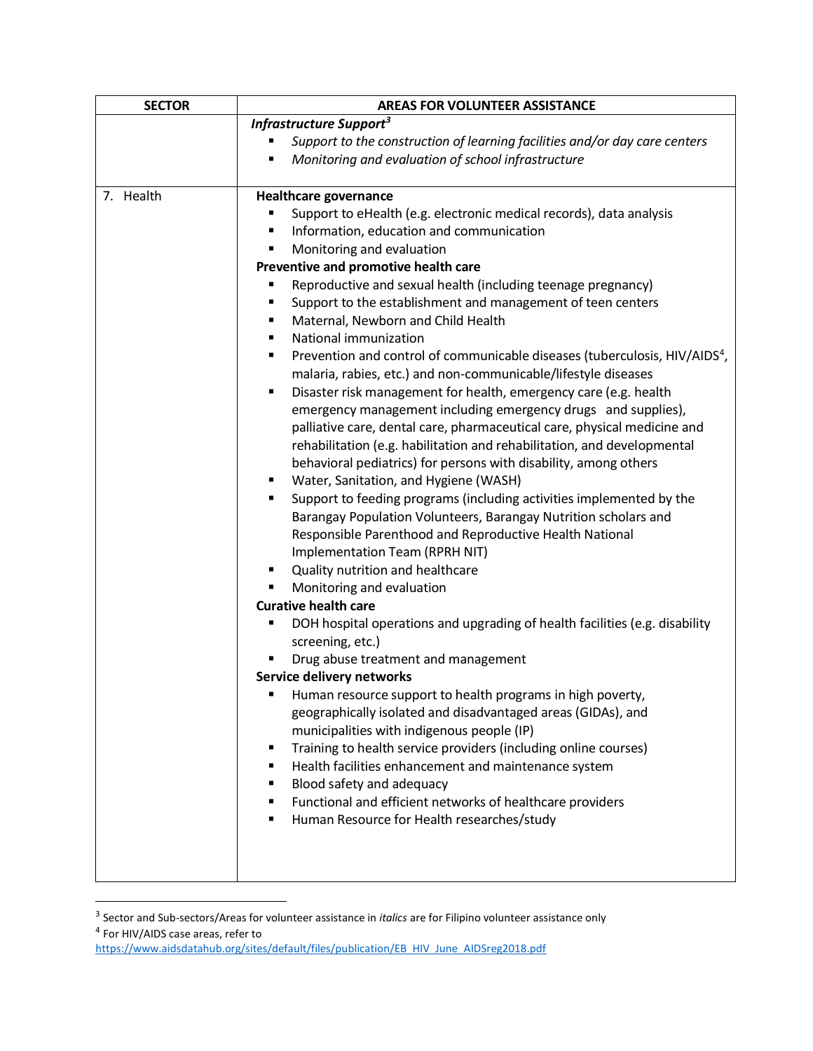| SECTOR | AREAS FOR VOLUNTEER ASSISTANCE |
| --- | --- |
| | ***Infrastructure Support***[3]<br>▪ *Support to the construction of learning facilities and/or day care centers*<br>▪ *Monitoring and evaluation of school infrastructure* |
| 7. Health | **Healthcare governance**<br>▪ Support to eHealth (e.g. electronic medical records), data analysis<br>▪ Information, education and communication<br>▪ Monitoring and evaluation<br>**Preventive and promotive health care**<br>▪ Reproductive and sexual health (including teenage pregnancy)<br>▪ Support to the establishment and management of teen centers<br>▪ Maternal, Newborn and Child Health<br>▪ National immunization<br>▪ Prevention and control of communicable diseases (tuberculosis, HIV/AIDS[4], malaria, rabies, etc.) and non-communicable/lifestyle diseases<br>▪ Disaster risk management for health, emergency care (e.g. health emergency management including emergency drugs and supplies), palliative care, dental care, pharmaceutical care, physical medicine and rehabilitation (e.g. habilitation and rehabilitation, and developmental behavioral pediatrics) for persons with disability, among others<br>▪ Water, Sanitation, and Hygiene (WASH)<br>▪ Support to feeding programs (including activities implemented by the Barangay Population Volunteers, Barangay Nutrition scholars and Responsible Parenthood and Reproductive Health National Implementation Team (RPRH NIT)<br>▪ Quality nutrition and healthcare<br>▪ Monitoring and evaluation<br>**Curative health care**<br>▪ DOH hospital operations and upgrading of health facilities (e.g. disability screening, etc.)<br>▪ Drug abuse treatment and management<br>**Service delivery networks**<br>▪ Human resource support to health programs in high poverty, geographically isolated and disadvantaged areas (GIDAs), and municipalities with indigenous people (IP)<br>▪ Training to health service providers (including online courses)<br>▪ Health facilities enhancement and maintenance system<br>▪ Blood safety and adequacy<br>▪ Functional and efficient networks of healthcare providers<br>▪ Human Resource for Health researches/study |

[3] Sector and Sub-sectors/Areas for volunteer assistance in *italics* are for Filipino volunteer assistance only

[4] For HIV/AIDS case areas, refer to https://www.aidsdatahub.org/sites/default/files/publication/EB_HIV_June_AIDSreg2018.pdf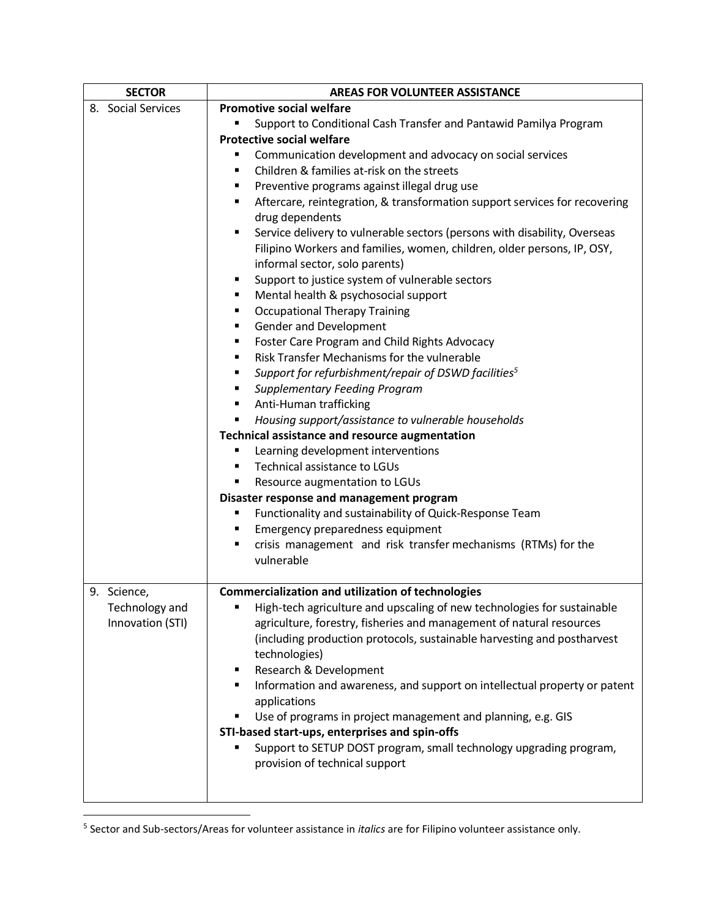| SECTOR | AREAS FOR VOLUNTEER ASSISTANCE |
|---|---|
| 8. Social Services | **Promotive social welfare**<br>▪ Support to Conditional Cash Transfer and Pantawid Pamilya Program<br>**Protective social welfare**<br>▪ Communication development and advocacy on social services<br>▪ Children & families at-risk on the streets<br>▪ Preventive programs against illegal drug use<br>▪ Aftercare, reintegration, & transformation support services for recovering drug dependents<br>▪ Service delivery to vulnerable sectors (persons with disability, Overseas Filipino Workers and families, women, children, older persons, IP, OSY, informal sector, solo parents)<br>▪ Support to justice system of vulnerable sectors<br>▪ Mental health & psychosocial support<br>▪ Occupational Therapy Training<br>▪ Gender and Development<br>▪ Foster Care Program and Child Rights Advocacy<br>▪ Risk Transfer Mechanisms for the vulnerable<br>▪ *Support for refurbishment/repair of DSWD facilities*[5]<br>▪ *Supplementary Feeding Program*<br>▪ Anti-Human trafficking<br>▪ *Housing support/assistance to vulnerable households*<br>**Technical assistance and resource augmentation**<br>▪ Learning development interventions<br>▪ Technical assistance to LGUs<br>▪ Resource augmentation to LGUs<br>**Disaster response and management program**<br>▪ Functionality and sustainability of Quick-Response Team<br>▪ Emergency preparedness equipment<br>▪ crisis management and risk transfer mechanisms (RTMs) for the vulnerable |
| 9. Science, Technology and Innovation (STI) | **Commercialization and utilization of technologies**<br>▪ High-tech agriculture and upscaling of new technologies for sustainable agriculture, forestry, fisheries and management of natural resources (including production protocols, sustainable harvesting and postharvest technologies)<br>▪ Research & Development<br>▪ Information and awareness, and support on intellectual property or patent applications<br>▪ Use of programs in project management and planning, e.g. GIS<br>**STI-based start-ups, enterprises and spin-offs**<br>▪ Support to SETUP DOST program, small technology upgrading program, provision of technical support |

[5] Sector and Sub-sectors/Areas for volunteer assistance in *italics* are for Filipino volunteer assistance only.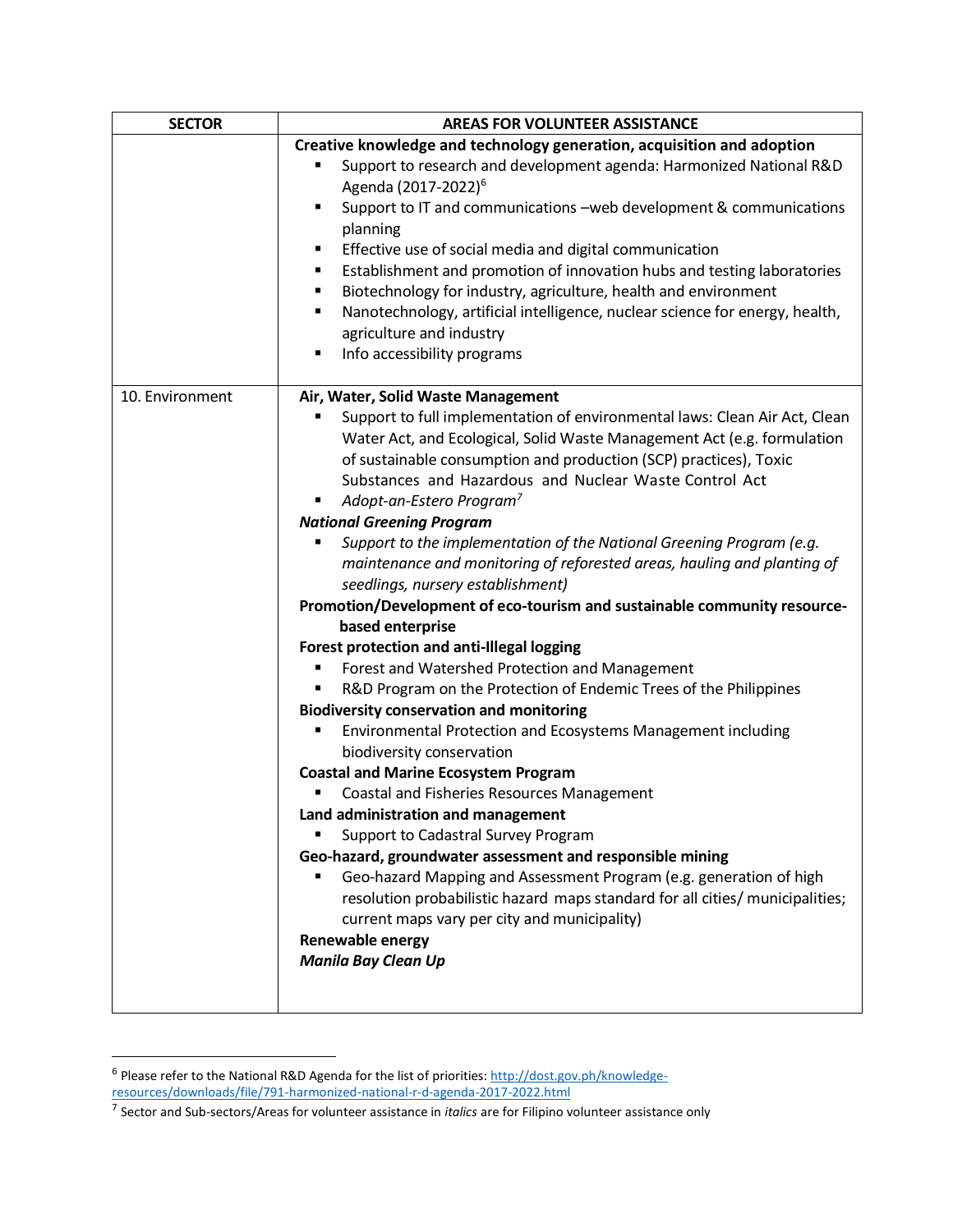| SECTOR | AREAS FOR VOLUNTEER ASSISTANCE |
|---|---|
| | **Creative knowledge and technology generation, acquisition and adoption**<br>▪ Support to research and development agenda: Harmonized National R&D Agenda (2017-2022)[6]<br>▪ Support to IT and communications –web development & communications planning<br>▪ Effective use of social media and digital communication<br>▪ Establishment and promotion of innovation hubs and testing laboratories<br>▪ Biotechnology for industry, agriculture, health and environment<br>▪ Nanotechnology, artificial intelligence, nuclear science for energy, health, agriculture and industry<br>▪ Info accessibility programs |
| 10. Environment | **Air, Water, Solid Waste Management**<br>▪ Support to full implementation of environmental laws: Clean Air Act, Clean Water Act, and Ecological, Solid Waste Management Act (e.g. formulation of sustainable consumption and production (SCP) practices), Toxic Substances and Hazardous and Nuclear Waste Control Act<br>▪ *Adopt-an-Estero Program*[7]<br>***National Greening Program***<br>▪ *Support to the implementation of the National Greening Program (e.g. maintenance and monitoring of reforested areas, hauling and planting of seedlings, nursery establishment)*<br>**Promotion/Development of eco-tourism and sustainable community resource-based enterprise**<br>**Forest protection and anti-Illegal logging**<br>▪ Forest and Watershed Protection and Management<br>▪ R&D Program on the Protection of Endemic Trees of the Philippines<br>**Biodiversity conservation and monitoring**<br>▪ Environmental Protection and Ecosystems Management including biodiversity conservation<br>**Coastal and Marine Ecosystem Program**<br>▪ Coastal and Fisheries Resources Management<br>**Land administration and management**<br>▪ Support to Cadastral Survey Program<br>**Geo-hazard, groundwater assessment and responsible mining**<br>▪ Geo-hazard Mapping and Assessment Program (e.g. generation of high resolution probabilistic hazard maps standard for all cities/ municipalities; current maps vary per city and municipality)<br>**Renewable energy**<br>***Manila Bay Clean Up*** |

[6] Please refer to the National R&D Agenda for the list of priorities: http://dost.gov.ph/knowledge-resources/downloads/file/791-harmonized-national-r-d-agenda-2017-2022.html

[7] Sector and Sub-sectors/Areas for volunteer assistance in *italics* are for Filipino volunteer assistance only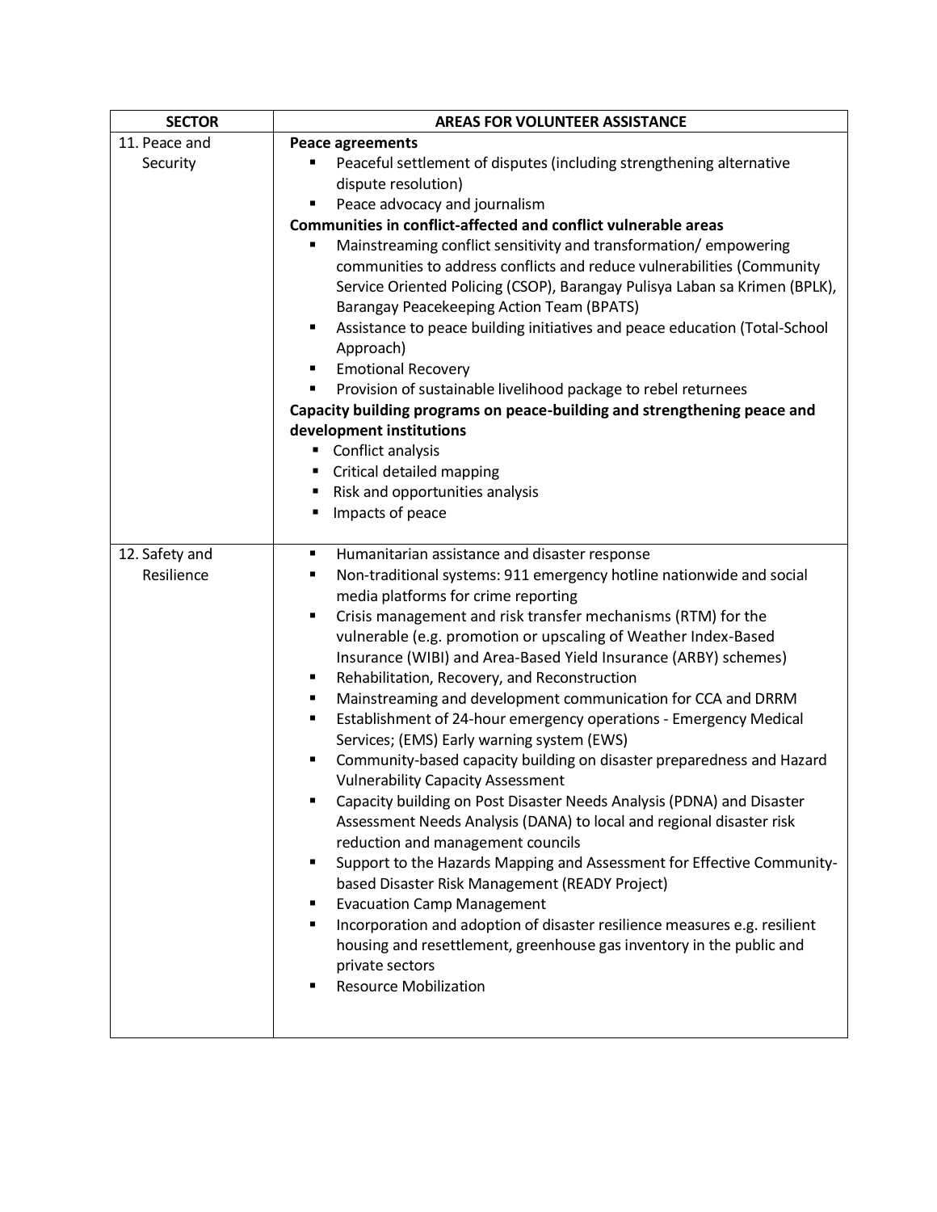| SECTOR | AREAS FOR VOLUNTEER ASSISTANCE |
|---|---|
| 11. Peace and Security | **Peace agreements**<br>▪ Peaceful settlement of disputes (including strengthening alternative dispute resolution)<br>▪ Peace advocacy and journalism<br>**Communities in conflict-affected and conflict vulnerable areas**<br>▪ Mainstreaming conflict sensitivity and transformation/ empowering communities to address conflicts and reduce vulnerabilities (Community Service Oriented Policing (CSOP), Barangay Pulisya Laban sa Krimen (BPLK), Barangay Peacekeeping Action Team (BPATS)<br>▪ Assistance to peace building initiatives and peace education (Total-School Approach)<br>▪ Emotional Recovery<br>▪ Provision of sustainable livelihood package to rebel returnees<br>**Capacity building programs on peace-building and strengthening peace and development institutions**<br>▪ Conflict analysis<br>▪ Critical detailed mapping<br>▪ Risk and opportunities analysis<br>▪ Impacts of peace |
| 12. Safety and Resilience | ▪ Humanitarian assistance and disaster response<br>▪ Non-traditional systems: 911 emergency hotline nationwide and social media platforms for crime reporting<br>▪ Crisis management and risk transfer mechanisms (RTM) for the vulnerable (e.g. promotion or upscaling of Weather Index-Based Insurance (WIBI) and Area-Based Yield Insurance (ARBY) schemes)<br>▪ Rehabilitation, Recovery, and Reconstruction<br>▪ Mainstreaming and development communication for CCA and DRRM<br>▪ Establishment of 24-hour emergency operations - Emergency Medical Services; (EMS) Early warning system (EWS)<br>▪ Community-based capacity building on disaster preparedness and Hazard Vulnerability Capacity Assessment<br>▪ Capacity building on Post Disaster Needs Analysis (PDNA) and Disaster Assessment Needs Analysis (DANA) to local and regional disaster risk reduction and management councils<br>▪ Support to the Hazards Mapping and Assessment for Effective Community-based Disaster Risk Management (READY Project)<br>▪ Evacuation Camp Management<br>▪ Incorporation and adoption of disaster resilience measures e.g. resilient housing and resettlement, greenhouse gas inventory in the public and private sectors<br>▪ Resource Mobilization |